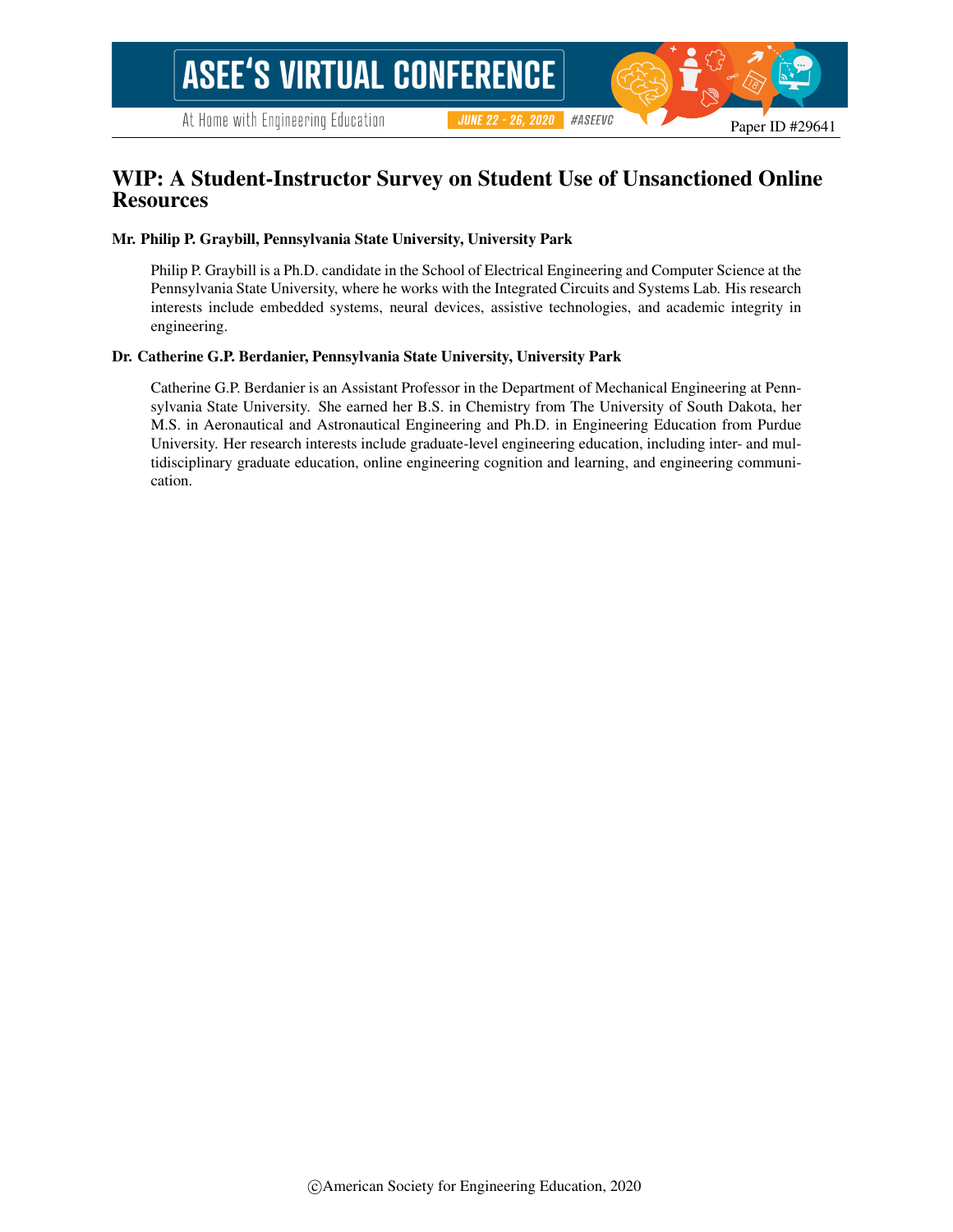# WIP: A Student-Instructor Survey on Student Use of Unsanctioned Online Resources

**Mr. Philip P. Graybill, Pennsylvania State University, University Park**

Philip P. Graybill is a Ph.D. candidate in the School of Electrical Engineering and Computer Science at the Pennsylvania State University, where he works with the Integrated Circuits and Systems Lab. His research interests include embedded systems, neural devices, assistive technologies, and academic integrity in engineering.

**Dr. Catherine G.P. Berdanier, Pennsylvania State University, University Park**

Catherine G.P. Berdanier is an Assistant Professor in the Department of Mechanical Engineering at Pennsylvania State University. She earned her B.S. in Chemistry from The University of South Dakota, her M.S. in Aeronautical and Astronautical Engineering and Ph.D. in Engineering Education from Purdue University. Her research interests include graduate-level engineering education, including inter- and multidisciplinary graduate education, online engineering cognition and learning, and engineering communication.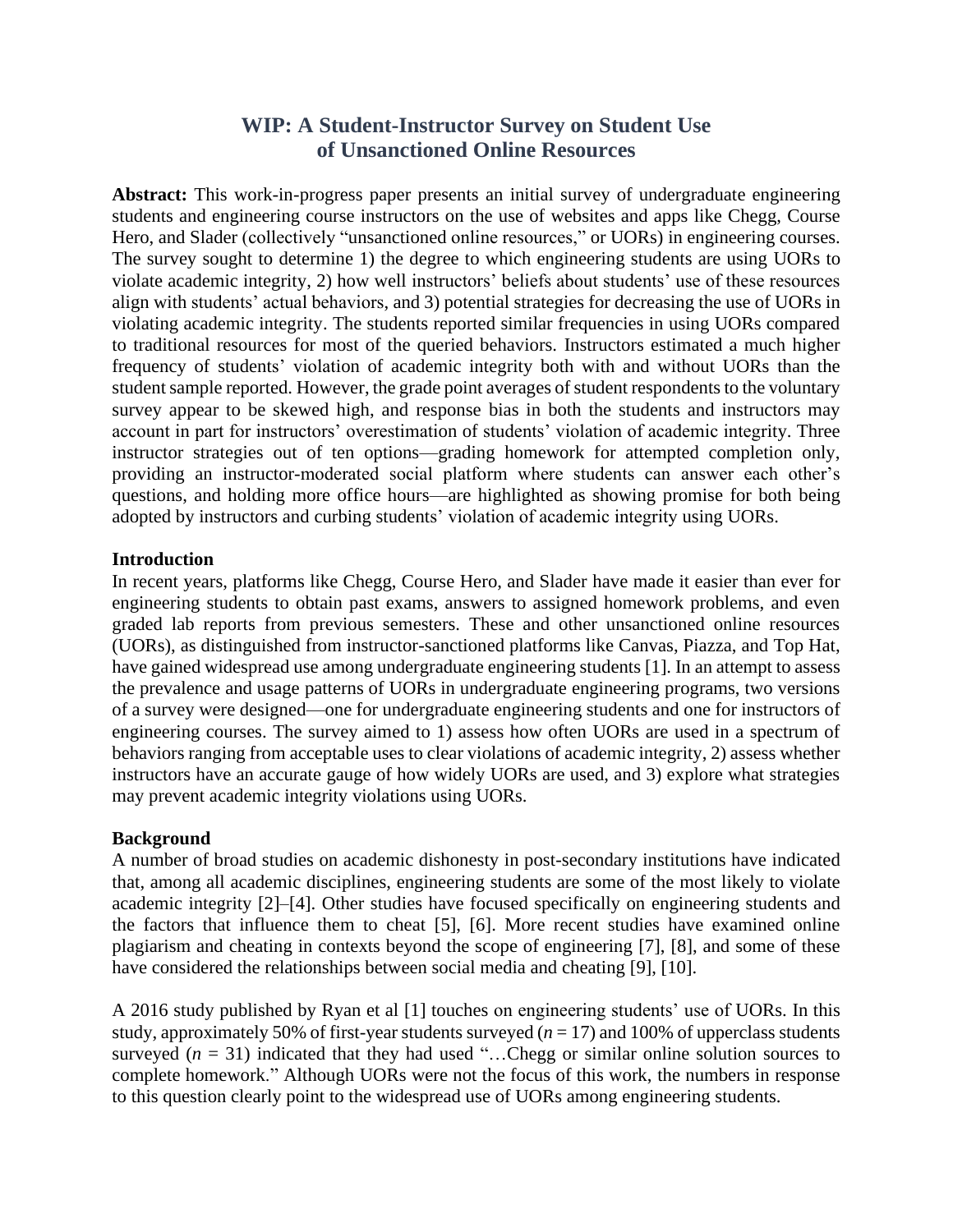# WIP: A Student-Instructor Survey on Student Use of Unsanctioned Online Resources

**Abstract:** This work-in-progress paper presents an initial survey of undergraduate engineering students and engineering course instructors on the use of websites and apps like Chegg, Course Hero, and Slader (collectively "unsanctioned online resources," or UORs) in engineering courses. The survey sought to determine 1) the degree to which engineering students are using UORs to violate academic integrity, 2) how well instructors' beliefs about students' use of these resources align with students' actual behaviors, and 3) potential strategies for decreasing the use of UORs in violating academic integrity. The students reported similar frequencies in using UORs compared to traditional resources for most of the queried behaviors. Instructors estimated a much higher frequency of students' violation of academic integrity both with and without UORs than the student sample reported. However, the grade point averages of student respondents to the voluntary survey appear to be skewed high, and response bias in both the students and instructors may account in part for instructors' overestimation of students' violation of academic integrity. Three instructor strategies out of ten options—grading homework for attempted completion only, providing an instructor-moderated social platform where students can answer each other's questions, and holding more office hours—are highlighted as showing promise for both being adopted by instructors and curbing students' violation of academic integrity using UORs.

## Introduction

In recent years, platforms like Chegg, Course Hero, and Slader have made it easier than ever for engineering students to obtain past exams, answers to assigned homework problems, and even graded lab reports from previous semesters. These and other unsanctioned online resources (UORs), as distinguished from instructor-sanctioned platforms like Canvas, Piazza, and Top Hat, have gained widespread use among undergraduate engineering students [1]. In an attempt to assess the prevalence and usage patterns of UORs in undergraduate engineering programs, two versions of a survey were designed—one for undergraduate engineering students and one for instructors of engineering courses. The survey aimed to 1) assess how often UORs are used in a spectrum of behaviors ranging from acceptable uses to clear violations of academic integrity, 2) assess whether instructors have an accurate gauge of how widely UORs are used, and 3) explore what strategies may prevent academic integrity violations using UORs.

## Background

A number of broad studies on academic dishonesty in post-secondary institutions have indicated that, among all academic disciplines, engineering students are some of the most likely to violate academic integrity [2]–[4]. Other studies have focused specifically on engineering students and the factors that influence them to cheat [5], [6]. More recent studies have examined online plagiarism and cheating in contexts beyond the scope of engineering [7], [8], and some of these have considered the relationships between social media and cheating [9], [10].

A 2016 study published by Ryan et al [1] touches on engineering students' use of UORs. In this study, approximately 50% of first-year students surveyed ($n = 17$) and 100% of upperclass students surveyed ($n = 31$) indicated that they had used "…Chegg or similar online solution sources to complete homework." Although UORs were not the focus of this work, the numbers in response to this question clearly point to the widespread use of UORs among engineering students.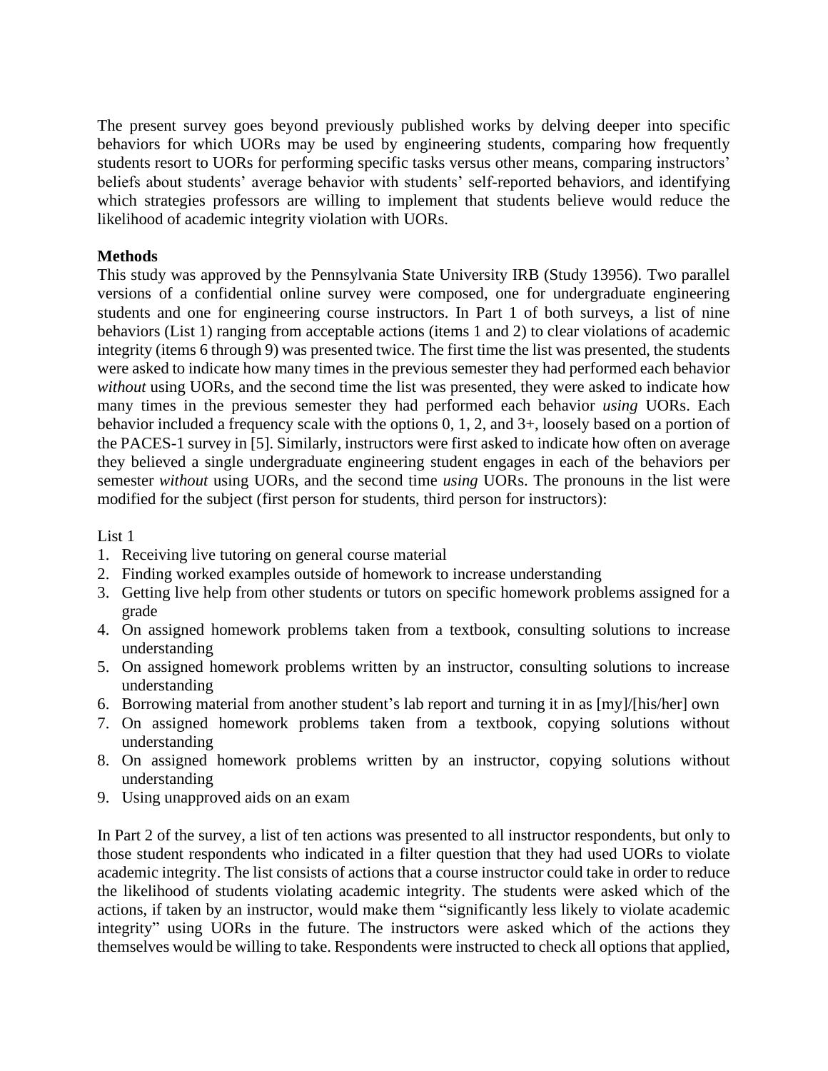The present survey goes beyond previously published works by delving deeper into specific behaviors for which UORs may be used by engineering students, comparing how frequently students resort to UORs for performing specific tasks versus other means, comparing instructors' beliefs about students' average behavior with students' self-reported behaviors, and identifying which strategies professors are willing to implement that students believe would reduce the likelihood of academic integrity violation with UORs.

**Methods**

This study was approved by the Pennsylvania State University IRB (Study 13956). Two parallel versions of a confidential online survey were composed, one for undergraduate engineering students and one for engineering course instructors. In Part 1 of both surveys, a list of nine behaviors (List 1) ranging from acceptable actions (items 1 and 2) to clear violations of academic integrity (items 6 through 9) was presented twice. The first time the list was presented, the students were asked to indicate how many times in the previous semester they had performed each behavior *without* using UORs, and the second time the list was presented, they were asked to indicate how many times in the previous semester they had performed each behavior *using* UORs. Each behavior included a frequency scale with the options 0, 1, 2, and 3+, loosely based on a portion of the PACES-1 survey in [5]. Similarly, instructors were first asked to indicate how often on average they believed a single undergraduate engineering student engages in each of the behaviors per semester *without* using UORs, and the second time *using* UORs. The pronouns in the list were modified for the subject (first person for students, third person for instructors):

List 1

1. Receiving live tutoring on general course material
2. Finding worked examples outside of homework to increase understanding
3. Getting live help from other students or tutors on specific homework problems assigned for a grade
4. On assigned homework problems taken from a textbook, consulting solutions to increase understanding
5. On assigned homework problems written by an instructor, consulting solutions to increase understanding
6. Borrowing material from another student's lab report and turning it in as [my]/[his/her] own
7. On assigned homework problems taken from a textbook, copying solutions without understanding
8. On assigned homework problems written by an instructor, copying solutions without understanding
9. Using unapproved aids on an exam

In Part 2 of the survey, a list of ten actions was presented to all instructor respondents, but only to those student respondents who indicated in a filter question that they had used UORs to violate academic integrity. The list consists of actions that a course instructor could take in order to reduce the likelihood of students violating academic integrity. The students were asked which of the actions, if taken by an instructor, would make them "significantly less likely to violate academic integrity" using UORs in the future. The instructors were asked which of the actions they themselves would be willing to take. Respondents were instructed to check all options that applied,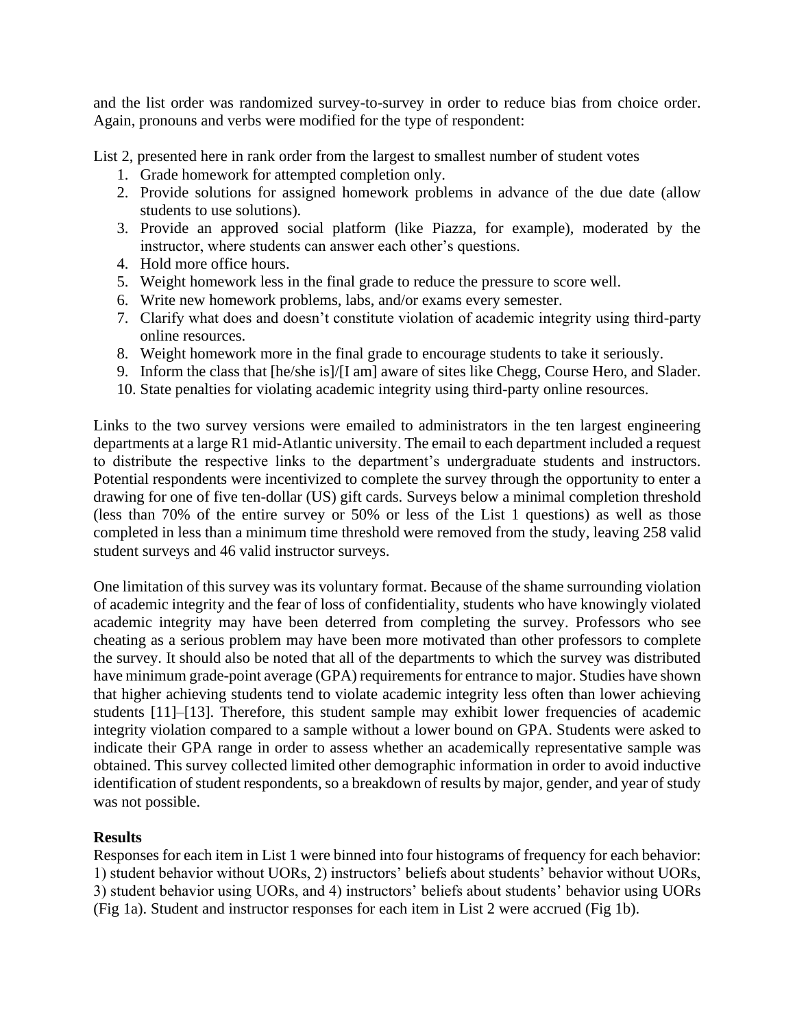and the list order was randomized survey-to-survey in order to reduce bias from choice order. Again, pronouns and verbs were modified for the type of respondent:

List 2, presented here in rank order from the largest to smallest number of student votes

1. Grade homework for attempted completion only.
2. Provide solutions for assigned homework problems in advance of the due date (allow students to use solutions).
3. Provide an approved social platform (like Piazza, for example), moderated by the instructor, where students can answer each other's questions.
4. Hold more office hours.
5. Weight homework less in the final grade to reduce the pressure to score well.
6. Write new homework problems, labs, and/or exams every semester.
7. Clarify what does and doesn't constitute violation of academic integrity using third-party online resources.
8. Weight homework more in the final grade to encourage students to take it seriously.
9. Inform the class that [he/she is]/[I am] aware of sites like Chegg, Course Hero, and Slader.
10. State penalties for violating academic integrity using third-party online resources.

Links to the two survey versions were emailed to administrators in the ten largest engineering departments at a large R1 mid-Atlantic university. The email to each department included a request to distribute the respective links to the department's undergraduate students and instructors. Potential respondents were incentivized to complete the survey through the opportunity to enter a drawing for one of five ten-dollar (US) gift cards. Surveys below a minimal completion threshold (less than 70% of the entire survey or 50% or less of the List 1 questions) as well as those completed in less than a minimum time threshold were removed from the study, leaving 258 valid student surveys and 46 valid instructor surveys.

One limitation of this survey was its voluntary format. Because of the shame surrounding violation of academic integrity and the fear of loss of confidentiality, students who have knowingly violated academic integrity may have been deterred from completing the survey. Professors who see cheating as a serious problem may have been more motivated than other professors to complete the survey. It should also be noted that all of the departments to which the survey was distributed have minimum grade-point average (GPA) requirements for entrance to major. Studies have shown that higher achieving students tend to violate academic integrity less often than lower achieving students [11]–[13]. Therefore, this student sample may exhibit lower frequencies of academic integrity violation compared to a sample without a lower bound on GPA. Students were asked to indicate their GPA range in order to assess whether an academically representative sample was obtained. This survey collected limited other demographic information in order to avoid inductive identification of student respondents, so a breakdown of results by major, gender, and year of study was not possible.

**Results**

Responses for each item in List 1 were binned into four histograms of frequency for each behavior: 1) student behavior without UORs, 2) instructors' beliefs about students' behavior without UORs, 3) student behavior using UORs, and 4) instructors' beliefs about students' behavior using UORs (Fig 1a). Student and instructor responses for each item in List 2 were accrued (Fig 1b).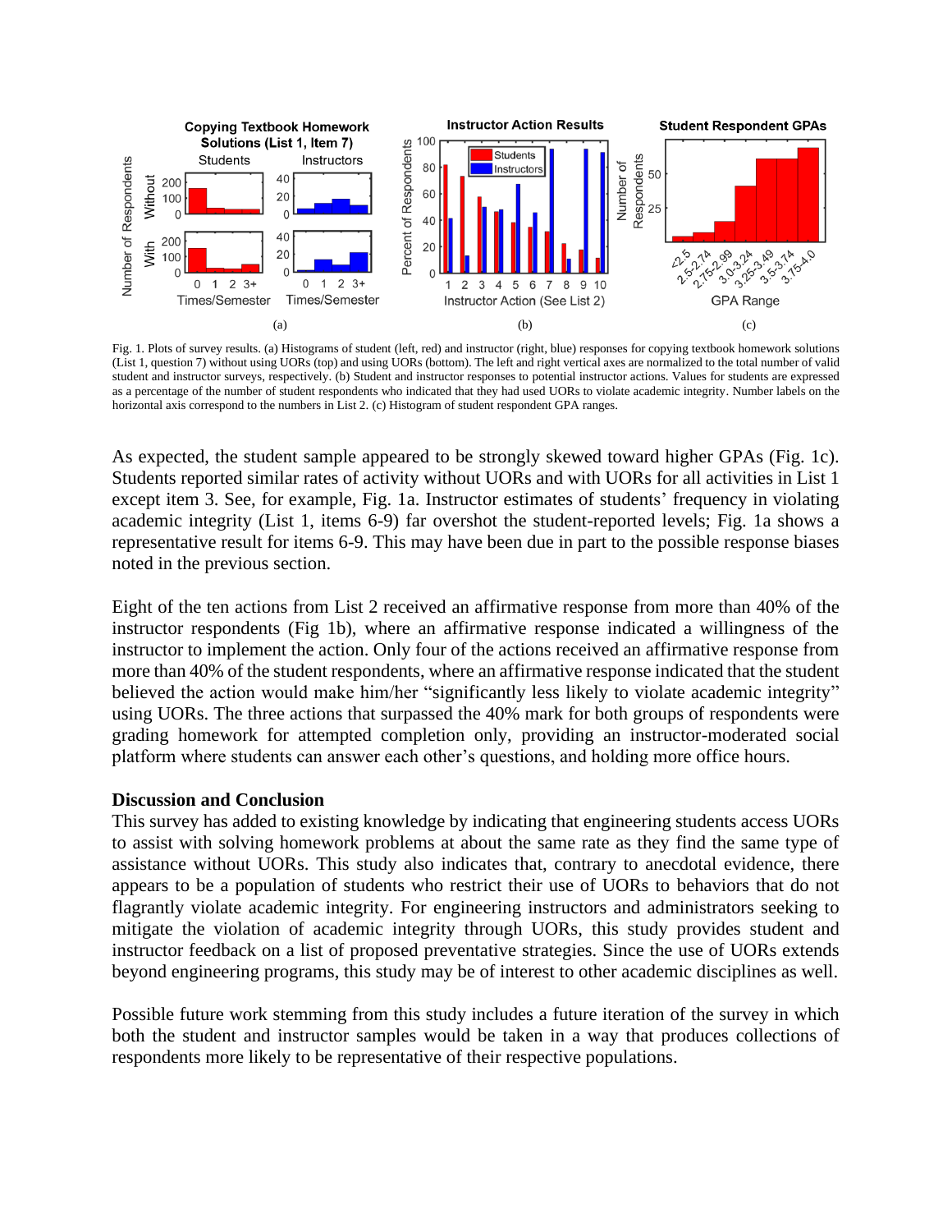Fig. 1. Plots of survey results. (a) Histograms of student (left, red) and instructor (right, blue) responses for copying textbook homework solutions (List 1, question 7) without using UORs (top) and using UORs (bottom). The left and right vertical axes are normalized to the total number of valid student and instructor surveys, respectively. (b) Student and instructor responses to potential instructor actions. Values for students are expressed as a percentage of the number of student respondents who indicated that they had used UORs to violate academic integrity. Number labels on the horizontal axis correspond to the numbers in List 2. (c) Histogram of student respondent GPA ranges.

As expected, the student sample appeared to be strongly skewed toward higher GPAs (Fig. 1c). Students reported similar rates of activity without UORs and with UORs for all activities in List 1 except item 3. See, for example, Fig. 1a. Instructor estimates of students' frequency in violating academic integrity (List 1, items 6-9) far overshot the student-reported levels; Fig. 1a shows a representative result for items 6-9. This may have been due in part to the possible response biases noted in the previous section.

Eight of the ten actions from List 2 received an affirmative response from more than 40% of the instructor respondents (Fig 1b), where an affirmative response indicated a willingness of the instructor to implement the action. Only four of the actions received an affirmative response from more than 40% of the student respondents, where an affirmative response indicated that the student believed the action would make him/her "significantly less likely to violate academic integrity" using UORs. The three actions that surpassed the 40% mark for both groups of respondents were grading homework for attempted completion only, providing an instructor-moderated social platform where students can answer each other's questions, and holding more office hours.

**Discussion and Conclusion**

This survey has added to existing knowledge by indicating that engineering students access UORs to assist with solving homework problems at about the same rate as they find the same type of assistance without UORs. This study also indicates that, contrary to anecdotal evidence, there appears to be a population of students who restrict their use of UORs to behaviors that do not flagrantly violate academic integrity. For engineering instructors and administrators seeking to mitigate the violation of academic integrity through UORs, this study provides student and instructor feedback on a list of proposed preventative strategies. Since the use of UORs extends beyond engineering programs, this study may be of interest to other academic disciplines as well.

Possible future work stemming from this study includes a future iteration of the survey in which both the student and instructor samples would be taken in a way that produces collections of respondents more likely to be representative of their respective populations.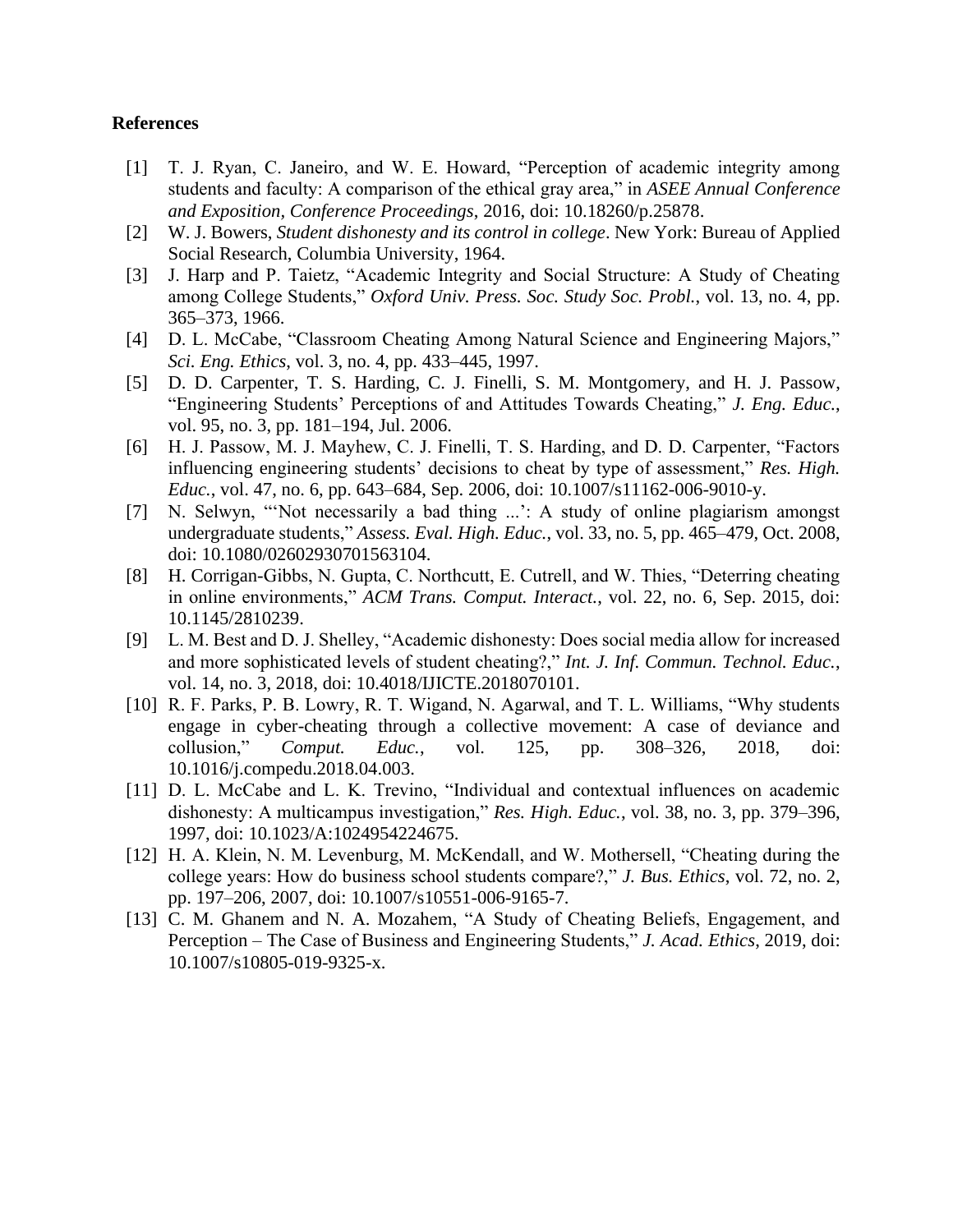**References**

[1] T. J. Ryan, C. Janeiro, and W. E. Howard, "Perception of academic integrity among students and faculty: A comparison of the ethical gray area," in *ASEE Annual Conference and Exposition, Conference Proceedings*, 2016, doi: 10.18260/p.25878.

[2] W. J. Bowers, *Student dishonesty and its control in college*. New York: Bureau of Applied Social Research, Columbia University, 1964.

[3] J. Harp and P. Taietz, "Academic Integrity and Social Structure: A Study of Cheating among College Students," *Oxford Univ. Press. Soc. Study Soc. Probl.*, vol. 13, no. 4, pp. 365–373, 1966.

[4] D. L. McCabe, "Classroom Cheating Among Natural Science and Engineering Majors," *Sci. Eng. Ethics*, vol. 3, no. 4, pp. 433–445, 1997.

[5] D. D. Carpenter, T. S. Harding, C. J. Finelli, S. M. Montgomery, and H. J. Passow, "Engineering Students' Perceptions of and Attitudes Towards Cheating," *J. Eng. Educ.*, vol. 95, no. 3, pp. 181–194, Jul. 2006.

[6] H. J. Passow, M. J. Mayhew, C. J. Finelli, T. S. Harding, and D. D. Carpenter, "Factors influencing engineering students' decisions to cheat by type of assessment," *Res. High. Educ.*, vol. 47, no. 6, pp. 643–684, Sep. 2006, doi: 10.1007/s11162-006-9010-y.

[7] N. Selwyn, "'Not necessarily a bad thing ...': A study of online plagiarism amongst undergraduate students," *Assess. Eval. High. Educ.*, vol. 33, no. 5, pp. 465–479, Oct. 2008, doi: 10.1080/02602930701563104.

[8] H. Corrigan-Gibbs, N. Gupta, C. Northcutt, E. Cutrell, and W. Thies, "Deterring cheating in online environments," *ACM Trans. Comput. Interact.*, vol. 22, no. 6, Sep. 2015, doi: 10.1145/2810239.

[9] L. M. Best and D. J. Shelley, "Academic dishonesty: Does social media allow for increased and more sophisticated levels of student cheating?," *Int. J. Inf. Commun. Technol. Educ.*, vol. 14, no. 3, 2018, doi: 10.4018/IJICTE.2018070101.

[10] R. F. Parks, P. B. Lowry, R. T. Wigand, N. Agarwal, and T. L. Williams, "Why students engage in cyber-cheating through a collective movement: A case of deviance and collusion," *Comput. Educ.*, vol. 125, pp. 308–326, 2018, doi: 10.1016/j.compedu.2018.04.003.

[11] D. L. McCabe and L. K. Trevino, "Individual and contextual influences on academic dishonesty: A multicampus investigation," *Res. High. Educ.*, vol. 38, no. 3, pp. 379–396, 1997, doi: 10.1023/A:1024954224675.

[12] H. A. Klein, N. M. Levenburg, M. McKendall, and W. Mothersell, "Cheating during the college years: How do business school students compare?," *J. Bus. Ethics*, vol. 72, no. 2, pp. 197–206, 2007, doi: 10.1007/s10551-006-9165-7.

[13] C. M. Ghanem and N. A. Mozahem, "A Study of Cheating Beliefs, Engagement, and Perception – The Case of Business and Engineering Students," *J. Acad. Ethics*, 2019, doi: 10.1007/s10805-019-9325-x.